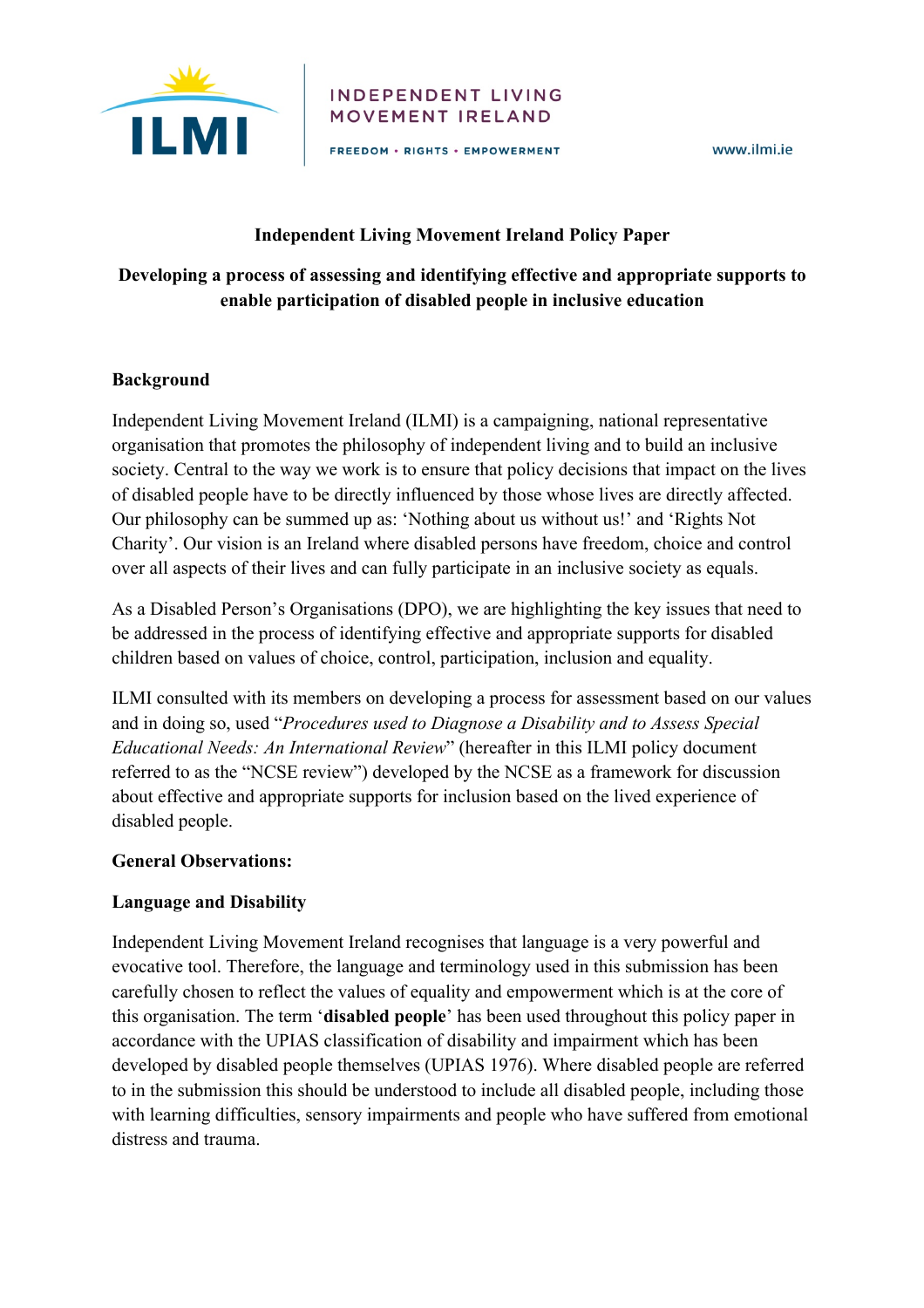INDEPENDENT LIVING MOVEMENT IRELAND

FREEDOM • RIGHTS • EMPOWERMENT

www.ilmi.ie

# Independent Living Movement Ireland Policy Paper

## Developing a process of assessing and identifying effective and appropriate supports to enable participation of disabled people in inclusive education

### Background

Independent Living Movement Ireland (ILMI) is a campaigning, national representative organisation that promotes the philosophy of independent living and to build an inclusive society. Central to the way we work is to ensure that policy decisions that impact on the lives of disabled people have to be directly influenced by those whose lives are directly affected. Our philosophy can be summed up as: 'Nothing about us without us!' and 'Rights Not Charity'. Our vision is an Ireland where disabled persons have freedom, choice and control over all aspects of their lives and can fully participate in an inclusive society as equals.

As a Disabled Person's Organisations (DPO), we are highlighting the key issues that need to be addressed in the process of identifying effective and appropriate supports for disabled children based on values of choice, control, participation, inclusion and equality.

ILMI consulted with its members on developing a process for assessment based on our values and in doing so, used "*Procedures used to Diagnose a Disability and to Assess Special Educational Needs: An International Review*" (hereafter in this ILMI policy document referred to as the "NCSE review") developed by the NCSE as a framework for discussion about effective and appropriate supports for inclusion based on the lived experience of disabled people.

### General Observations:

### Language and Disability

Independent Living Movement Ireland recognises that language is a very powerful and evocative tool. Therefore, the language and terminology used in this submission has been carefully chosen to reflect the values of equality and empowerment which is at the core of this organisation. The term '**disabled people**' has been used throughout this policy paper in accordance with the UPIAS classification of disability and impairment which has been developed by disabled people themselves (UPIAS 1976). Where disabled people are referred to in the submission this should be understood to include all disabled people, including those with learning difficulties, sensory impairments and people who have suffered from emotional distress and trauma.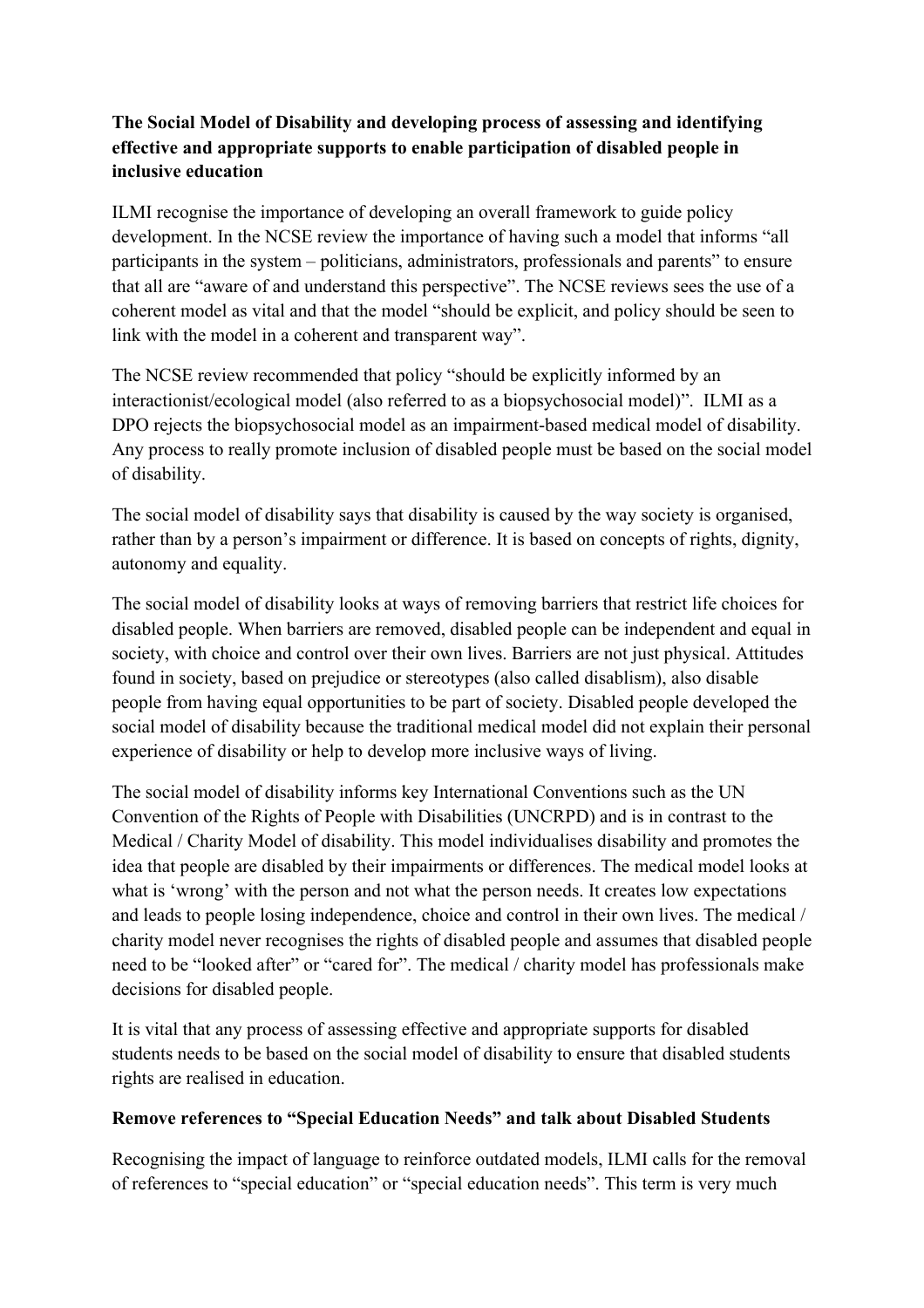**The Social Model of Disability and developing process of assessing and identifying effective and appropriate supports to enable participation of disabled people in inclusive education**

ILMI recognise the importance of developing an overall framework to guide policy development. In the NCSE review the importance of having such a model that informs "all participants in the system – politicians, administrators, professionals and parents" to ensure that all are "aware of and understand this perspective". The NCSE reviews sees the use of a coherent model as vital and that the model "should be explicit, and policy should be seen to link with the model in a coherent and transparent way".

The NCSE review recommended that policy "should be explicitly informed by an interactionist/ecological model (also referred to as a biopsychosocial model)". ILMI as a DPO rejects the biopsychosocial model as an impairment-based medical model of disability. Any process to really promote inclusion of disabled people must be based on the social model of disability.

The social model of disability says that disability is caused by the way society is organised, rather than by a person's impairment or difference. It is based on concepts of rights, dignity, autonomy and equality.

The social model of disability looks at ways of removing barriers that restrict life choices for disabled people. When barriers are removed, disabled people can be independent and equal in society, with choice and control over their own lives. Barriers are not just physical. Attitudes found in society, based on prejudice or stereotypes (also called disablism), also disable people from having equal opportunities to be part of society. Disabled people developed the social model of disability because the traditional medical model did not explain their personal experience of disability or help to develop more inclusive ways of living.

The social model of disability informs key International Conventions such as the UN Convention of the Rights of People with Disabilities (UNCRPD) and is in contrast to the Medical / Charity Model of disability. This model individualises disability and promotes the idea that people are disabled by their impairments or differences. The medical model looks at what is 'wrong' with the person and not what the person needs. It creates low expectations and leads to people losing independence, choice and control in their own lives. The medical / charity model never recognises the rights of disabled people and assumes that disabled people need to be "looked after" or "cared for". The medical / charity model has professionals make decisions for disabled people.

It is vital that any process of assessing effective and appropriate supports for disabled students needs to be based on the social model of disability to ensure that disabled students rights are realised in education.

**Remove references to "Special Education Needs" and talk about Disabled Students**

Recognising the impact of language to reinforce outdated models, ILMI calls for the removal of references to "special education" or "special education needs". This term is very much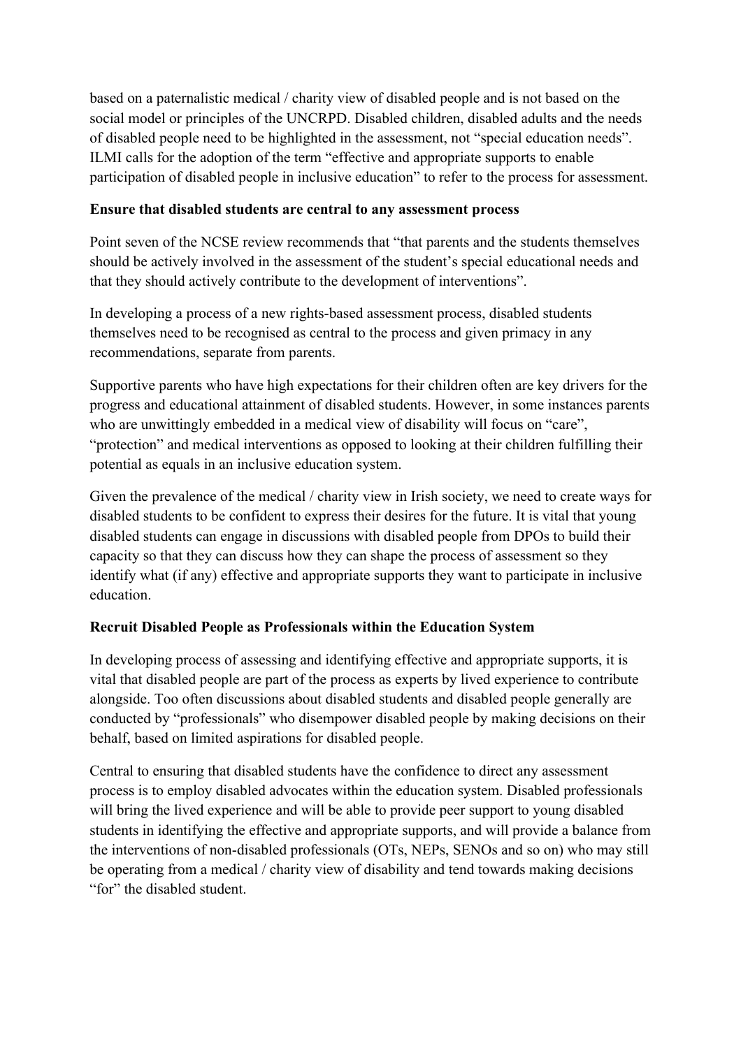based on a paternalistic medical / charity view of disabled people and is not based on the social model or principles of the UNCRPD. Disabled children, disabled adults and the needs of disabled people need to be highlighted in the assessment, not "special education needs". ILMI calls for the adoption of the term "effective and appropriate supports to enable participation of disabled people in inclusive education" to refer to the process for assessment.

**Ensure that disabled students are central to any assessment process**

Point seven of the NCSE review recommends that "that parents and the students themselves should be actively involved in the assessment of the student's special educational needs and that they should actively contribute to the development of interventions".

In developing a process of a new rights-based assessment process, disabled students themselves need to be recognised as central to the process and given primacy in any recommendations, separate from parents.

Supportive parents who have high expectations for their children often are key drivers for the progress and educational attainment of disabled students. However, in some instances parents who are unwittingly embedded in a medical view of disability will focus on "care", "protection" and medical interventions as opposed to looking at their children fulfilling their potential as equals in an inclusive education system.

Given the prevalence of the medical / charity view in Irish society, we need to create ways for disabled students to be confident to express their desires for the future. It is vital that young disabled students can engage in discussions with disabled people from DPOs to build their capacity so that they can discuss how they can shape the process of assessment so they identify what (if any) effective and appropriate supports they want to participate in inclusive education.

**Recruit Disabled People as Professionals within the Education System**

In developing process of assessing and identifying effective and appropriate supports, it is vital that disabled people are part of the process as experts by lived experience to contribute alongside. Too often discussions about disabled students and disabled people generally are conducted by "professionals" who disempower disabled people by making decisions on their behalf, based on limited aspirations for disabled people.

Central to ensuring that disabled students have the confidence to direct any assessment process is to employ disabled advocates within the education system. Disabled professionals will bring the lived experience and will be able to provide peer support to young disabled students in identifying the effective and appropriate supports, and will provide a balance from the interventions of non-disabled professionals (OTs, NEPs, SENOs and so on) who may still be operating from a medical / charity view of disability and tend towards making decisions "for" the disabled student.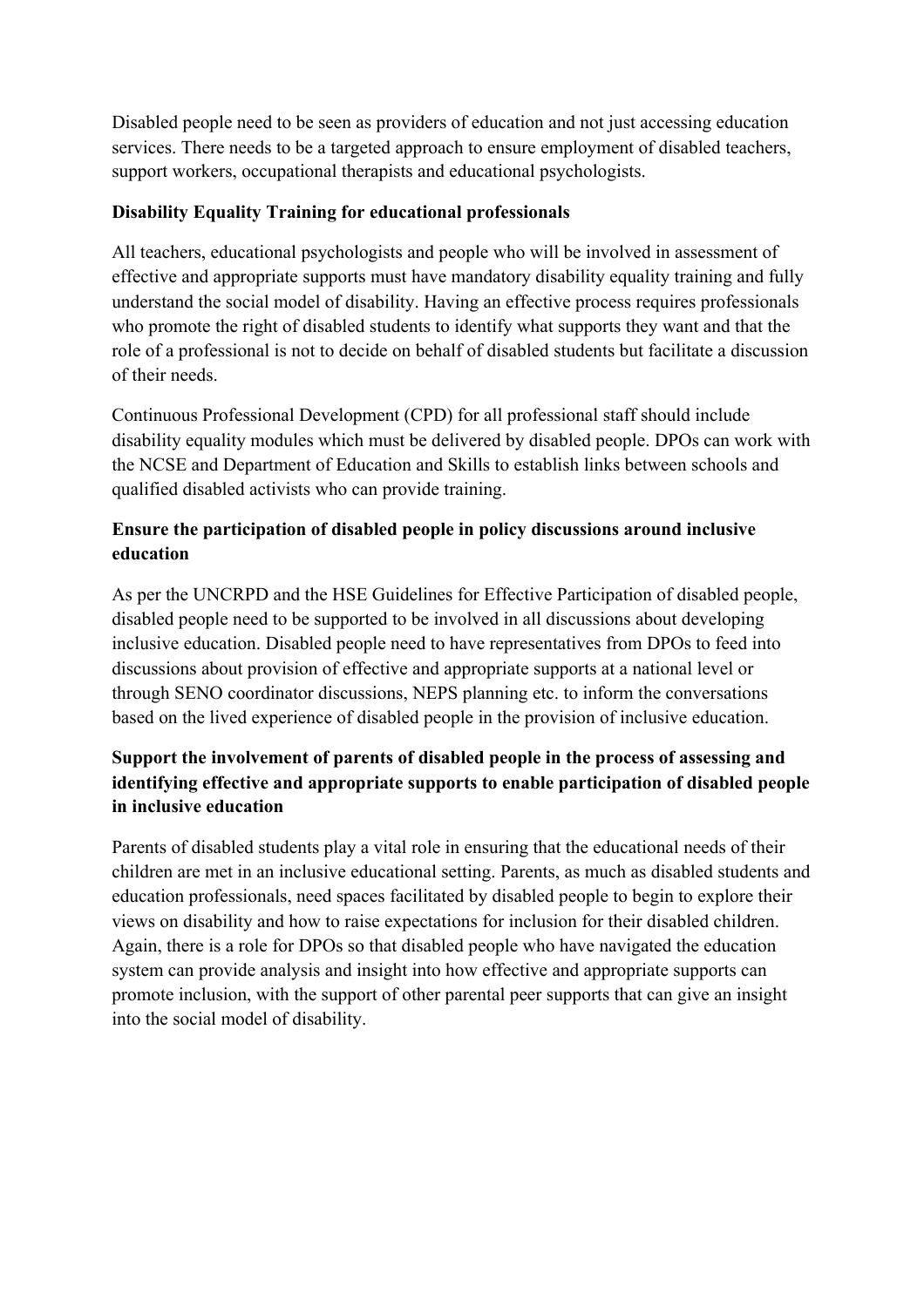Disabled people need to be seen as providers of education and not just accessing education services. There needs to be a targeted approach to ensure employment of disabled teachers, support workers, occupational therapists and educational psychologists.

**Disability Equality Training for educational professionals**

All teachers, educational psychologists and people who will be involved in assessment of effective and appropriate supports must have mandatory disability equality training and fully understand the social model of disability. Having an effective process requires professionals who promote the right of disabled students to identify what supports they want and that the role of a professional is not to decide on behalf of disabled students but facilitate a discussion of their needs.

Continuous Professional Development (CPD) for all professional staff should include disability equality modules which must be delivered by disabled people. DPOs can work with the NCSE and Department of Education and Skills to establish links between schools and qualified disabled activists who can provide training.

**Ensure the participation of disabled people in policy discussions around inclusive education**

As per the UNCRPD and the HSE Guidelines for Effective Participation of disabled people, disabled people need to be supported to be involved in all discussions about developing inclusive education. Disabled people need to have representatives from DPOs to feed into discussions about provision of effective and appropriate supports at a national level or through SENO coordinator discussions, NEPS planning etc. to inform the conversations based on the lived experience of disabled people in the provision of inclusive education.

**Support the involvement of parents of disabled people in the process of assessing and identifying effective and appropriate supports to enable participation of disabled people in inclusive education**

Parents of disabled students play a vital role in ensuring that the educational needs of their children are met in an inclusive educational setting. Parents, as much as disabled students and education professionals, need spaces facilitated by disabled people to begin to explore their views on disability and how to raise expectations for inclusion for their disabled children. Again, there is a role for DPOs so that disabled people who have navigated the education system can provide analysis and insight into how effective and appropriate supports can promote inclusion, with the support of other parental peer supports that can give an insight into the social model of disability.